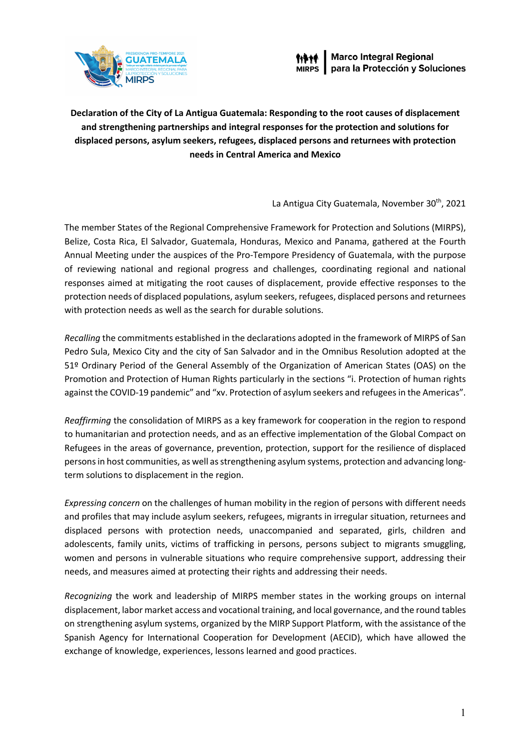**Declaration of the City of La Antigua Guatemala: Responding to the root causes of displacement and strengthening partnerships and integral responses for the protection and solutions for displaced persons, asylum seekers, refugees, displaced persons and returnees with protection needs in Central America and Mexico**

La Antigua City Guatemala, November 30th, 2021

The member States of the Regional Comprehensive Framework for Protection and Solutions (MIRPS), Belize, Costa Rica, El Salvador, Guatemala, Honduras, Mexico and Panama, gathered at the Fourth Annual Meeting under the auspices of the Pro-Tempore Presidency of Guatemala, with the purpose of reviewing national and regional progress and challenges, coordinating regional and national responses aimed at mitigating the root causes of displacement, provide effective responses to the protection needs of displaced populations, asylum seekers, refugees, displaced persons and returnees with protection needs as well as the search for durable solutions.

*Recalling* the commitments established in the declarations adopted in the framework of MIRPS of San Pedro Sula, Mexico City and the city of San Salvador and in the Omnibus Resolution adopted at the 51º Ordinary Period of the General Assembly of the Organization of American States (OAS) on the Promotion and Protection of Human Rights particularly in the sections "i. Protection of human rights against the COVID-19 pandemic" and "xv. Protection of asylum seekers and refugees in the Americas".

*Reaffirming* the consolidation of MIRPS as a key framework for cooperation in the region to respond to humanitarian and protection needs, and as an effective implementation of the Global Compact on Refugees in the areas of governance, prevention, protection, support for the resilience of displaced persons in host communities, as well as strengthening asylum systems, protection and advancing long-term solutions to displacement in the region.

*Expressing concern* on the challenges of human mobility in the region of persons with different needs and profiles that may include asylum seekers, refugees, migrants in irregular situation, returnees and displaced persons with protection needs, unaccompanied and separated, girls, children and adolescents, family units, victims of trafficking in persons, persons subject to migrants smuggling, women and persons in vulnerable situations who require comprehensive support, addressing their needs, and measures aimed at protecting their rights and addressing their needs.

*Recognizing* the work and leadership of MIRPS member states in the working groups on internal displacement, labor market access and vocational training, and local governance, and the round tables on strengthening asylum systems, organized by the MIRP Support Platform, with the assistance of the Spanish Agency for International Cooperation for Development (AECID), which have allowed the exchange of knowledge, experiences, lessons learned and good practices.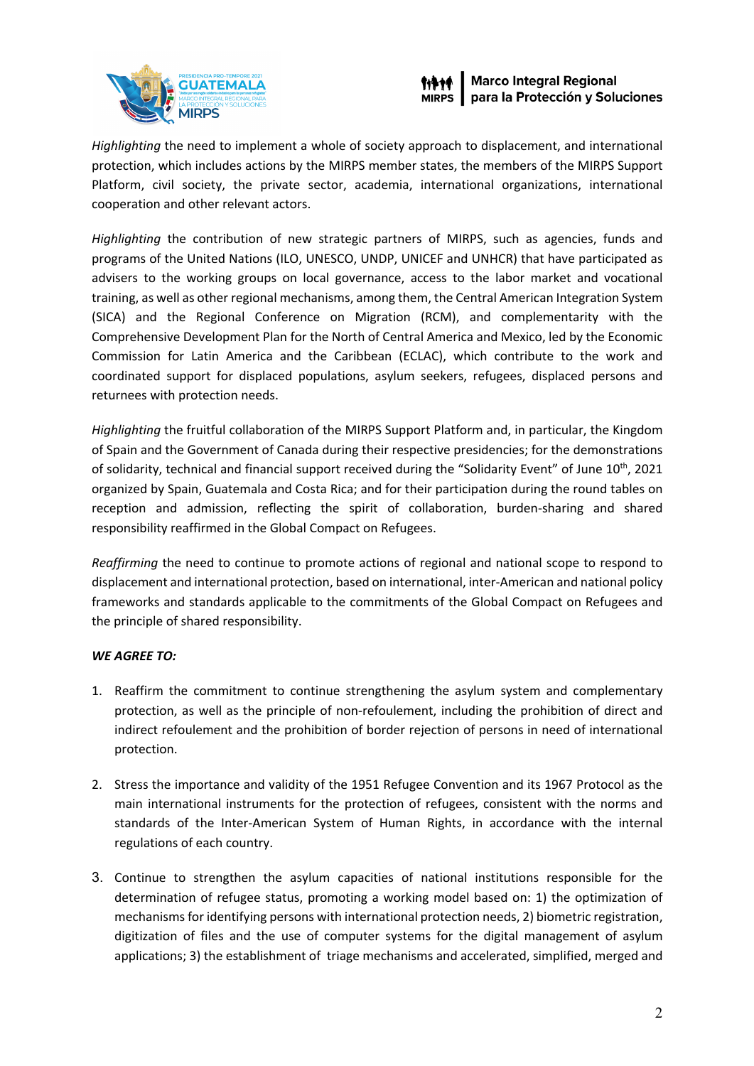*Highlighting* the need to implement a whole of society approach to displacement, and international protection, which includes actions by the MIRPS member states, the members of the MIRPS Support Platform, civil society, the private sector, academia, international organizations, international cooperation and other relevant actors.

*Highlighting* the contribution of new strategic partners of MIRPS, such as agencies, funds and programs of the United Nations (ILO, UNESCO, UNDP, UNICEF and UNHCR) that have participated as advisers to the working groups on local governance, access to the labor market and vocational training, as well as other regional mechanisms, among them, the Central American Integration System (SICA) and the Regional Conference on Migration (RCM), and complementarity with the Comprehensive Development Plan for the North of Central America and Mexico, led by the Economic Commission for Latin America and the Caribbean (ECLAC), which contribute to the work and coordinated support for displaced populations, asylum seekers, refugees, displaced persons and returnees with protection needs.

*Highlighting* the fruitful collaboration of the MIRPS Support Platform and, in particular, the Kingdom of Spain and the Government of Canada during their respective presidencies; for the demonstrations of solidarity, technical and financial support received during the "Solidarity Event" of June 10th, 2021 organized by Spain, Guatemala and Costa Rica; and for their participation during the round tables on reception and admission, reflecting the spirit of collaboration, burden-sharing and shared responsibility reaffirmed in the Global Compact on Refugees.

*Reaffirming* the need to continue to promote actions of regional and national scope to respond to displacement and international protection, based on international, inter-American and national policy frameworks and standards applicable to the commitments of the Global Compact on Refugees and the principle of shared responsibility.

***WE AGREE TO:***

1. Reaffirm the commitment to continue strengthening the asylum system and complementary protection, as well as the principle of non-refoulement, including the prohibition of direct and indirect refoulement and the prohibition of border rejection of persons in need of international protection.

2. Stress the importance and validity of the 1951 Refugee Convention and its 1967 Protocol as the main international instruments for the protection of refugees, consistent with the norms and standards of the Inter-American System of Human Rights, in accordance with the internal regulations of each country.

3. Continue to strengthen the asylum capacities of national institutions responsible for the determination of refugee status, promoting a working model based on: 1) the optimization of mechanisms for identifying persons with international protection needs, 2) biometric registration, digitization of files and the use of computer systems for the digital management of asylum applications; 3) the establishment of triage mechanisms and accelerated, simplified, merged and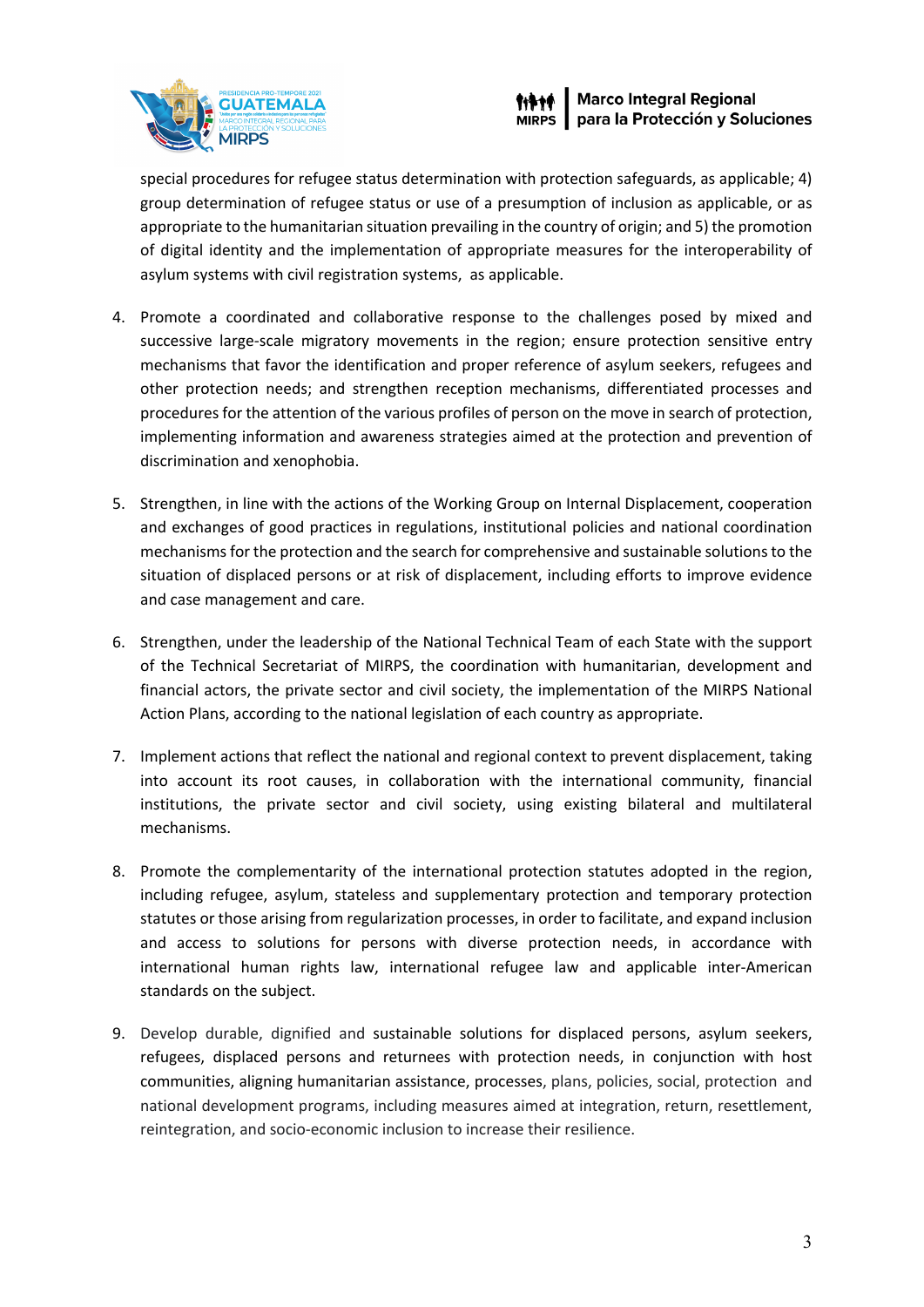special procedures for refugee status determination with protection safeguards, as applicable; 4) group determination of refugee status or use of a presumption of inclusion as applicable, or as appropriate to the humanitarian situation prevailing in the country of origin; and 5) the promotion of digital identity and the implementation of appropriate measures for the interoperability of asylum systems with civil registration systems, as applicable.

4. Promote a coordinated and collaborative response to the challenges posed by mixed and successive large-scale migratory movements in the region; ensure protection sensitive entry mechanisms that favor the identification and proper reference of asylum seekers, refugees and other protection needs; and strengthen reception mechanisms, differentiated processes and procedures for the attention of the various profiles of person on the move in search of protection, implementing information and awareness strategies aimed at the protection and prevention of discrimination and xenophobia.

5. Strengthen, in line with the actions of the Working Group on Internal Displacement, cooperation and exchanges of good practices in regulations, institutional policies and national coordination mechanisms for the protection and the search for comprehensive and sustainable solutions to the situation of displaced persons or at risk of displacement, including efforts to improve evidence and case management and care.

6. Strengthen, under the leadership of the National Technical Team of each State with the support of the Technical Secretariat of MIRPS, the coordination with humanitarian, development and financial actors, the private sector and civil society, the implementation of the MIRPS National Action Plans, according to the national legislation of each country as appropriate.

7. Implement actions that reflect the national and regional context to prevent displacement, taking into account its root causes, in collaboration with the international community, financial institutions, the private sector and civil society, using existing bilateral and multilateral mechanisms.

8. Promote the complementarity of the international protection statutes adopted in the region, including refugee, asylum, stateless and supplementary protection and temporary protection statutes or those arising from regularization processes, in order to facilitate, and expand inclusion and access to solutions for persons with diverse protection needs, in accordance with international human rights law, international refugee law and applicable inter-American standards on the subject.

9. Develop durable, dignified and sustainable solutions for displaced persons, asylum seekers, refugees, displaced persons and returnees with protection needs, in conjunction with host communities, aligning humanitarian assistance, processes, plans, policies, social, protection and national development programs, including measures aimed at integration, return, resettlement, reintegration, and socio-economic inclusion to increase their resilience.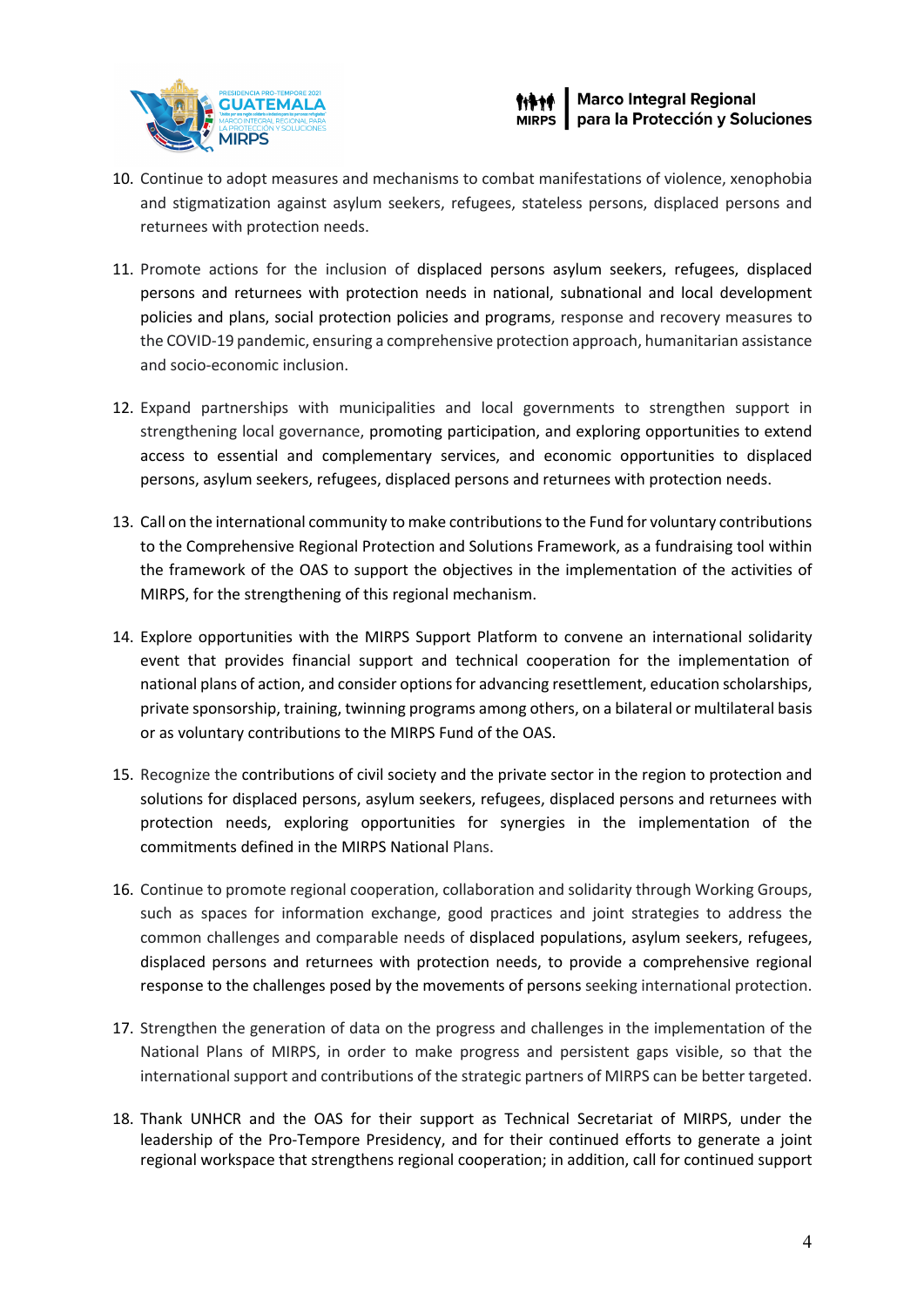10. Continue to adopt measures and mechanisms to combat manifestations of violence, xenophobia and stigmatization against asylum seekers, refugees, stateless persons, displaced persons and returnees with protection needs.

11. Promote actions for the inclusion of displaced persons asylum seekers, refugees, displaced persons and returnees with protection needs in national, subnational and local development policies and plans, social protection policies and programs, response and recovery measures to the COVID-19 pandemic, ensuring a comprehensive protection approach, humanitarian assistance and socio-economic inclusion.

12. Expand partnerships with municipalities and local governments to strengthen support in strengthening local governance, promoting participation, and exploring opportunities to extend access to essential and complementary services, and economic opportunities to displaced persons, asylum seekers, refugees, displaced persons and returnees with protection needs.

13. Call on the international community to make contributions to the Fund for voluntary contributions to the Comprehensive Regional Protection and Solutions Framework, as a fundraising tool within the framework of the OAS to support the objectives in the implementation of the activities of MIRPS, for the strengthening of this regional mechanism.

14. Explore opportunities with the MIRPS Support Platform to convene an international solidarity event that provides financial support and technical cooperation for the implementation of national plans of action, and consider options for advancing resettlement, education scholarships, private sponsorship, training, twinning programs among others, on a bilateral or multilateral basis or as voluntary contributions to the MIRPS Fund of the OAS.

15. Recognize the contributions of civil society and the private sector in the region to protection and solutions for displaced persons, asylum seekers, refugees, displaced persons and returnees with protection needs, exploring opportunities for synergies in the implementation of the commitments defined in the MIRPS National Plans.

16. Continue to promote regional cooperation, collaboration and solidarity through Working Groups, such as spaces for information exchange, good practices and joint strategies to address the common challenges and comparable needs of displaced populations, asylum seekers, refugees, displaced persons and returnees with protection needs, to provide a comprehensive regional response to the challenges posed by the movements of persons seeking international protection.

17. Strengthen the generation of data on the progress and challenges in the implementation of the National Plans of MIRPS, in order to make progress and persistent gaps visible, so that the international support and contributions of the strategic partners of MIRPS can be better targeted.

18. Thank UNHCR and the OAS for their support as Technical Secretariat of MIRPS, under the leadership of the Pro-Tempore Presidency, and for their continued efforts to generate a joint regional workspace that strengthens regional cooperation; in addition, call for continued support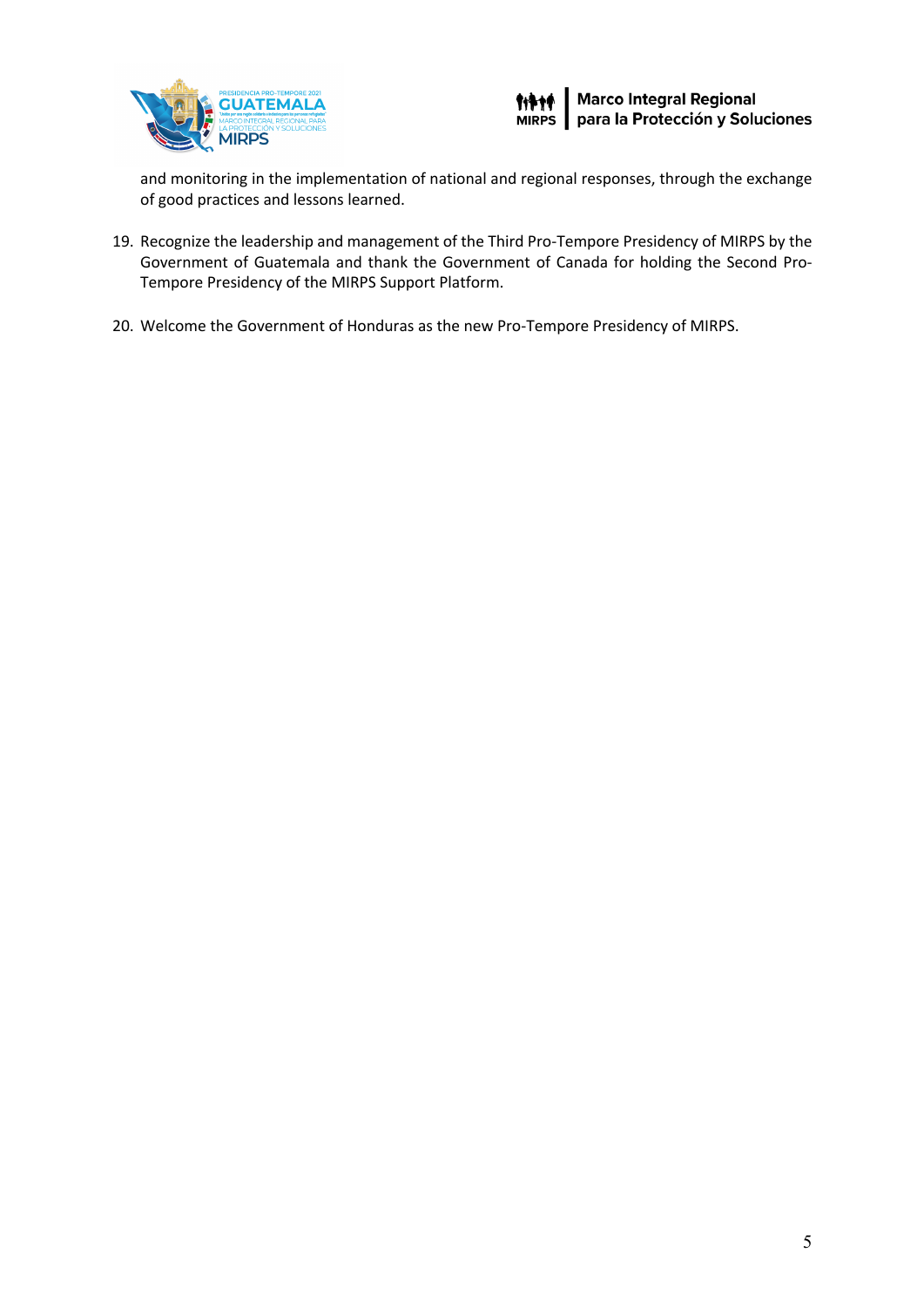and monitoring in the implementation of national and regional responses, through the exchange of good practices and lessons learned.

19. Recognize the leadership and management of the Third Pro-Tempore Presidency of MIRPS by the Government of Guatemala and thank the Government of Canada for holding the Second Pro-Tempore Presidency of the MIRPS Support Platform.

20. Welcome the Government of Honduras as the new Pro-Tempore Presidency of MIRPS.